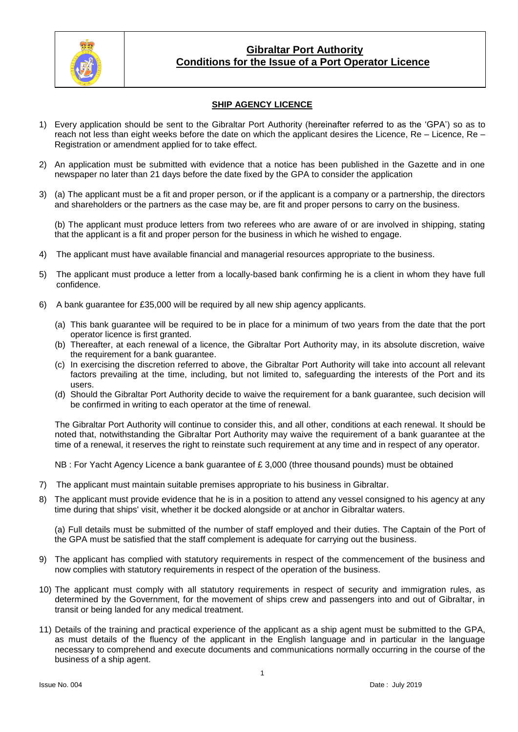# Gibraltar Port Authority
# Conditions for the Issue of a Port Operator Licence

## SHIP AGENCY LICENCE

1) Every application should be sent to the Gibraltar Port Authority (hereinafter referred to as the 'GPA') so as to reach not less than eight weeks before the date on which the applicant desires the Licence, Re – Licence, Re – Registration or amendment applied for to take effect.

2) An application must be submitted with evidence that a notice has been published in the Gazette and in one newspaper no later than 21 days before the date fixed by the GPA to consider the application

3) (a) The applicant must be a fit and proper person, or if the applicant is a company or a partnership, the directors and shareholders or the partners as the case may be, are fit and proper persons to carry on the business.

   (b) The applicant must produce letters from two referees who are aware of or are involved in shipping, stating that the applicant is a fit and proper person for the business in which he wished to engage.

4) The applicant must have available financial and managerial resources appropriate to the business.

5) The applicant must produce a letter from a locally-based bank confirming he is a client in whom they have full confidence.

6) A bank guarantee for £35,000 will be required by all new ship agency applicants.

   (a) This bank guarantee will be required to be in place for a minimum of two years from the date that the port operator licence is first granted.
   (b) Thereafter, at each renewal of a licence, the Gibraltar Port Authority may, in its absolute discretion, waive the requirement for a bank guarantee.
   (c) In exercising the discretion referred to above, the Gibraltar Port Authority will take into account all relevant factors prevailing at the time, including, but not limited to, safeguarding the interests of the Port and its users.
   (d) Should the Gibraltar Port Authority decide to waive the requirement for a bank guarantee, such decision will be confirmed in writing to each operator at the time of renewal.

   The Gibraltar Port Authority will continue to consider this, and all other, conditions at each renewal. It should be noted that, notwithstanding the Gibraltar Port Authority may waive the requirement of a bank guarantee at the time of a renewal, it reserves the right to reinstate such requirement at any time and in respect of any operator.

   NB : For Yacht Agency Licence a bank guarantee of £ 3,000 (three thousand pounds) must be obtained

7) The applicant must maintain suitable premises appropriate to his business in Gibraltar.

8) The applicant must provide evidence that he is in a position to attend any vessel consigned to his agency at any time during that ships' visit, whether it be docked alongside or at anchor in Gibraltar waters.

   (a) Full details must be submitted of the number of staff employed and their duties. The Captain of the Port of the GPA must be satisfied that the staff complement is adequate for carrying out the business.

9) The applicant has complied with statutory requirements in respect of the commencement of the business and now complies with statutory requirements in respect of the operation of the business.

10) The applicant must comply with all statutory requirements in respect of security and immigration rules, as determined by the Government, for the movement of ships crew and passengers into and out of Gibraltar, in transit or being landed for any medical treatment.

11) Details of the training and practical experience of the applicant as a ship agent must be submitted to the GPA, as must details of the fluency of the applicant in the English language and in particular in the language necessary to comprehend and execute documents and communications normally occurring in the course of the business of a ship agent.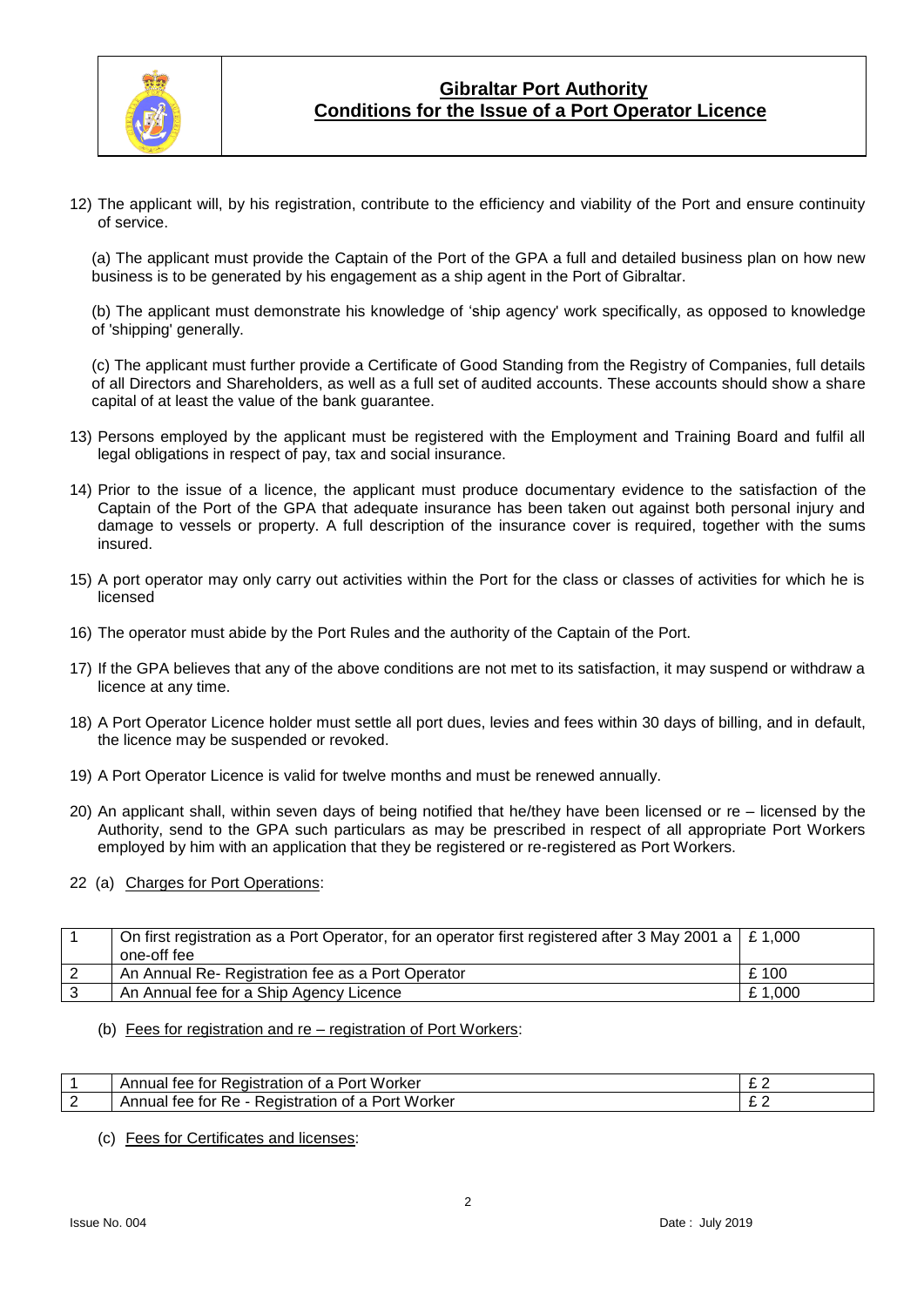12) The applicant will, by his registration, contribute to the efficiency and viability of the Port and ensure continuity of service.

    (a) The applicant must provide the Captain of the Port of the GPA a full and detailed business plan on how new business is to be generated by his engagement as a ship agent in the Port of Gibraltar.

    (b) The applicant must demonstrate his knowledge of 'ship agency' work specifically, as opposed to knowledge of 'shipping' generally.

    (c) The applicant must further provide a Certificate of Good Standing from the Registry of Companies, full details of all Directors and Shareholders, as well as a full set of audited accounts. These accounts should show a share capital of at least the value of the bank guarantee.

13) Persons employed by the applicant must be registered with the Employment and Training Board and fulfil all legal obligations in respect of pay, tax and social insurance.

14) Prior to the issue of a licence, the applicant must produce documentary evidence to the satisfaction of the Captain of the Port of the GPA that adequate insurance has been taken out against both personal injury and damage to vessels or property. A full description of the insurance cover is required, together with the sums insured.

15) A port operator may only carry out activities within the Port for the class or classes of activities for which he is licensed

16) The operator must abide by the Port Rules and the authority of the Captain of the Port.

17) If the GPA believes that any of the above conditions are not met to its satisfaction, it may suspend or withdraw a licence at any time.

18) A Port Operator Licence holder must settle all port dues, levies and fees within 30 days of billing, and in default, the licence may be suspended or revoked.

19) A Port Operator Licence is valid for twelve months and must be renewed annually.

20) An applicant shall, within seven days of being notified that he/they have been licensed or re – licensed by the Authority, send to the GPA such particulars as may be prescribed in respect of all appropriate Port Workers employed by him with an application that they be registered or re-registered as Port Workers.

22 (a) Charges for Port Operations:

| | | |
|---|---|---|
| 1 | On first registration as a Port Operator, for an operator first registered after 3 May 2001 a one-off fee | £ 1,000 |
| 2 | An Annual Re- Registration fee as a Port Operator | £ 100 |
| 3 | An Annual fee for a Ship Agency Licence | £ 1,000 |

(b) Fees for registration and re – registration of Port Workers:

| | | |
|---|---|---|
| 1 | Annual fee for Registration of a Port Worker | £ 2 |
| 2 | Annual fee for Re - Registration of a Port Worker | £ 2 |

(c) Fees for Certificates and licenses: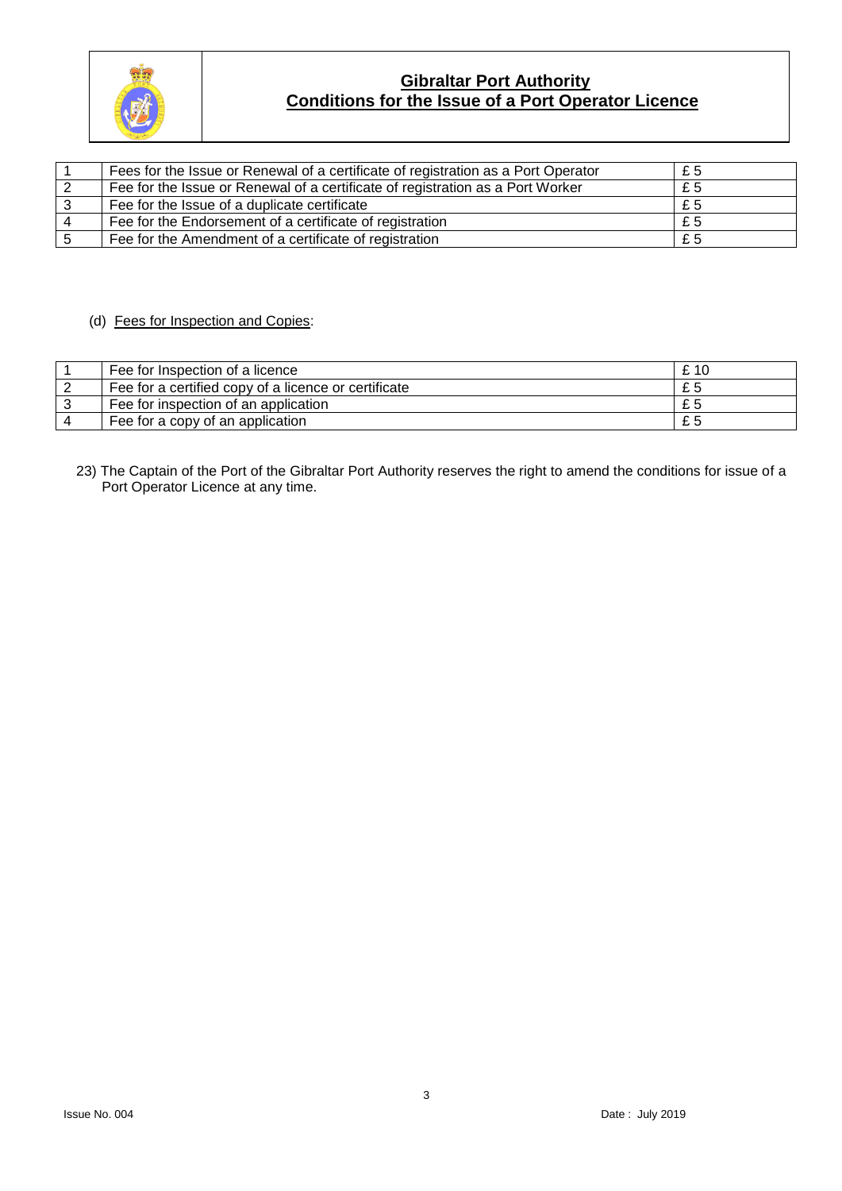# Gibraltar Port Authority
## Conditions for the Issue of a Port Operator Licence

| | | |
|---|---|---|
| 1 | Fees for the Issue or Renewal of a certificate of registration as a Port Operator | £ 5 |
| 2 | Fee for the Issue or Renewal of a certificate of registration as a Port Worker | £ 5 |
| 3 | Fee for the Issue of a duplicate certificate | £ 5 |
| 4 | Fee for the Endorsement of a certificate of registration | £ 5 |
| 5 | Fee for the Amendment of a certificate of registration | £ 5 |

(d) Fees for Inspection and Copies:

| | | |
|---|---|---|
| 1 | Fee for Inspection of a licence | £ 10 |
| 2 | Fee for a certified copy of a licence or certificate | £ 5 |
| 3 | Fee for inspection of an application | £ 5 |
| 4 | Fee for a copy of an application | £ 5 |

23) The Captain of the Port of the Gibraltar Port Authority reserves the right to amend the conditions for issue of a Port Operator Licence at any time.

Issue No. 004 Date : July 2019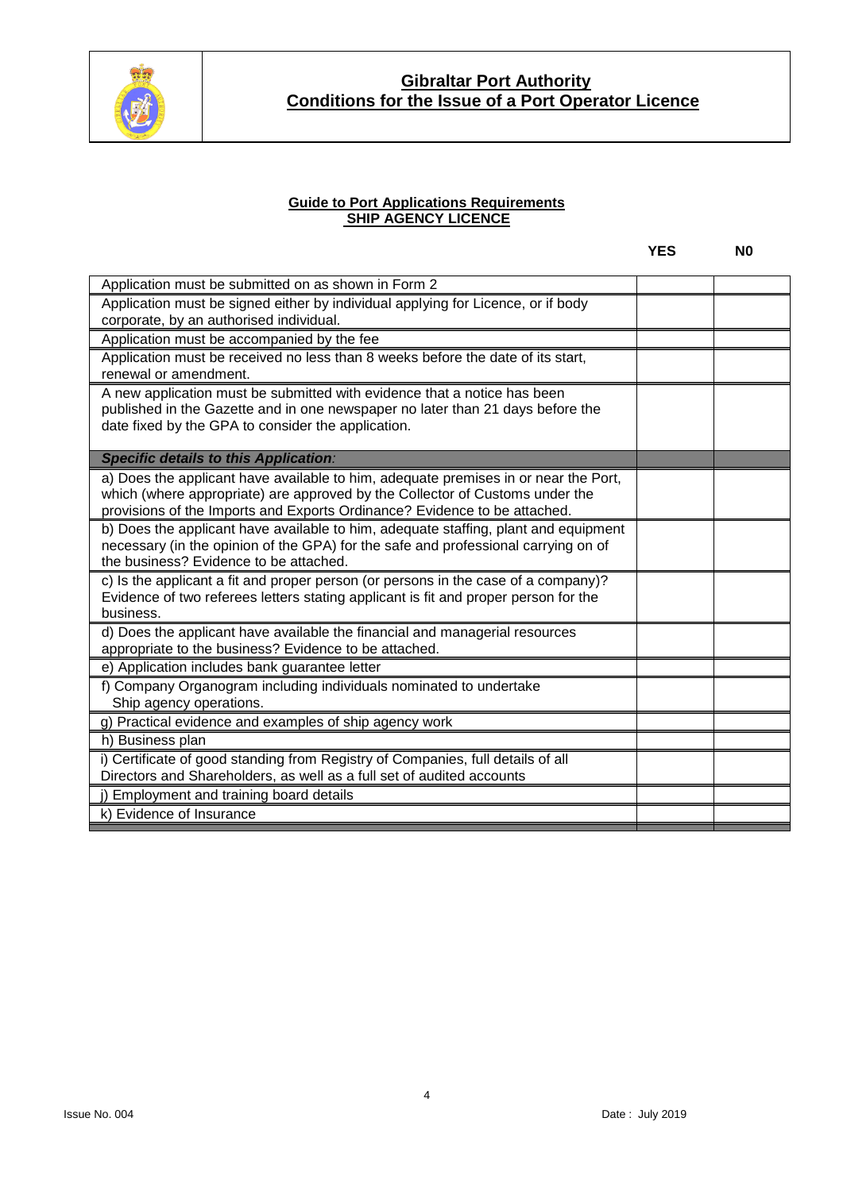# Gibraltar Port Authority
## Conditions for the Issue of a Port Operator Licence

### Guide to Port Applications Requirements
### SHIP AGENCY LICENCE

| | YES | N0 |
|---|---|---|
| Application must be submitted on as shown in Form 2 | | |
| Application must be signed either by individual applying for Licence, or if body corporate, by an authorised individual. | | |
| Application must be accompanied by the fee | | |
| Application must be received no less than 8 weeks before the date of its start, renewal or amendment. | | |
| A new application must be submitted with evidence that a notice has been published in the Gazette and in one newspaper no later than 21 days before the date fixed by the GPA to consider the application. | | |
| ***Specific details to this Application:*** | | |
| a) Does the applicant have available to him, adequate premises in or near the Port, which (where appropriate) are approved by the Collector of Customs under the provisions of the Imports and Exports Ordinance? Evidence to be attached. | | |
| b) Does the applicant have available to him, adequate staffing, plant and equipment necessary (in the opinion of the GPA) for the safe and professional carrying on of the business? Evidence to be attached. | | |
| c) Is the applicant a fit and proper person (or persons in the case of a company)? Evidence of two referees letters stating applicant is fit and proper person for the business. | | |
| d) Does the applicant have available the financial and managerial resources appropriate to the business? Evidence to be attached. | | |
| e) Application includes bank guarantee letter | | |
| f) Company Organogram including individuals nominated to undertake Ship agency operations. | | |
| g) Practical evidence and examples of ship agency work | | |
| h) Business plan | | |
| i) Certificate of good standing from Registry of Companies, full details of all Directors and Shareholders, as well as a full set of audited accounts | | |
| j) Employment and training board details | | |
| k) Evidence of Insurance | | |

Issue No. 004

Date : July 2019